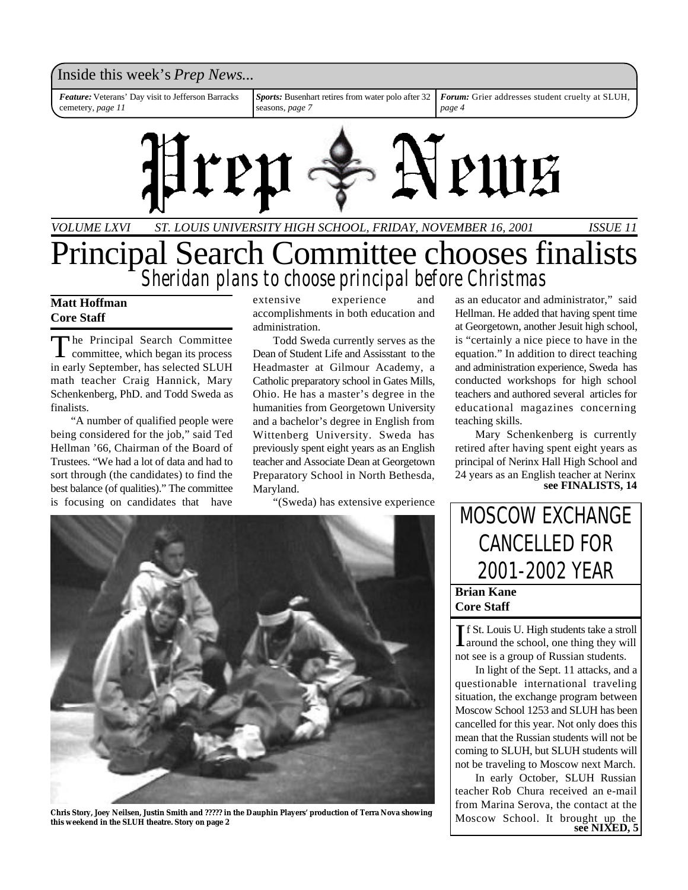Inside this week's *Prep News...*

***Feature:*** Veterans' Day visit to Jefferson Barracks cemetery, *page 11*

***Sports:*** Busenhart retires from water polo after 32 seasons, *page 7*

***Forum:*** Grier addresses student cruelty at SLUH, *page 4*

# Prep News

*VOLUME LXVI — ST. LOUIS UNIVERSITY HIGH SCHOOL, FRIDAY, NOVEMBER 16, 2001 — ISSUE 11*

# Principal Search Committee chooses finalists

## Sheridan plans to choose principal before Christmas

**Matt Hoffman**
**Core Staff**

The Principal Search Committee committee, which began its process in early September, has selected SLUH math teacher Craig Hannick, Mary Schenkenberg, PhD. and Todd Sweda as finalists.

"A number of qualified people were being considered for the job," said Ted Hellman '66, Chairman of the Board of Trustees. "We had a lot of data and had to sort through (the candidates) to find the best balance (of qualities)." The committee is focusing on candidates that have extensive experience and accomplishments in both education and administration.

Todd Sweda currently serves as the Dean of Student Life and Assisstant to the Headmaster at Gilmour Academy, a Catholic preparatory school in Gates Mills, Ohio. He has a master's degree in the humanities from Georgetown University and a bachelor's degree in English from Wittenberg University. Sweda has previously spent eight years as an English teacher and Associate Dean at Georgetown Preparatory School in North Bethesda, Maryland.

"(Sweda) has extensive experience as an educator and administrator," said Hellman. He added that having spent time at Georgetown, another Jesuit high school, is "certainly a nice piece to have in the equation." In addition to direct teaching and administration experience, Sweda has conducted workshops for high school teachers and authored several articles for educational magazines concerning teaching skills.

Mary Schenkenberg is currently retired after having spent eight years as principal of Nerinx Hall High School and 24 years as an English teacher at Nerinx

**see FINALISTS, 14**

**Chris Story, Joey Neilsen, Justin Smith and ????? in the Dauphin Players' production of Terra Nova showing this weekend in the SLUH theatre. Story on page 2**

# MOSCOW EXCHANGE CANCELLED FOR 2001-2002 YEAR

**Brian Kane**
**Core Staff**

If St. Louis U. High students take a stroll around the school, one thing they will not see is a group of Russian students.

In light of the Sept. 11 attacks, and a questionable international traveling situation, the exchange program between Moscow School 1253 and SLUH has been cancelled for this year. Not only does this mean that the Russian students will not be coming to SLUH, but SLUH students will not be traveling to Moscow next March.

In early October, SLUH Russian teacher Rob Chura received an e-mail from Marina Serova, the contact at the Moscow School. It brought up the

**see NIXED, 5**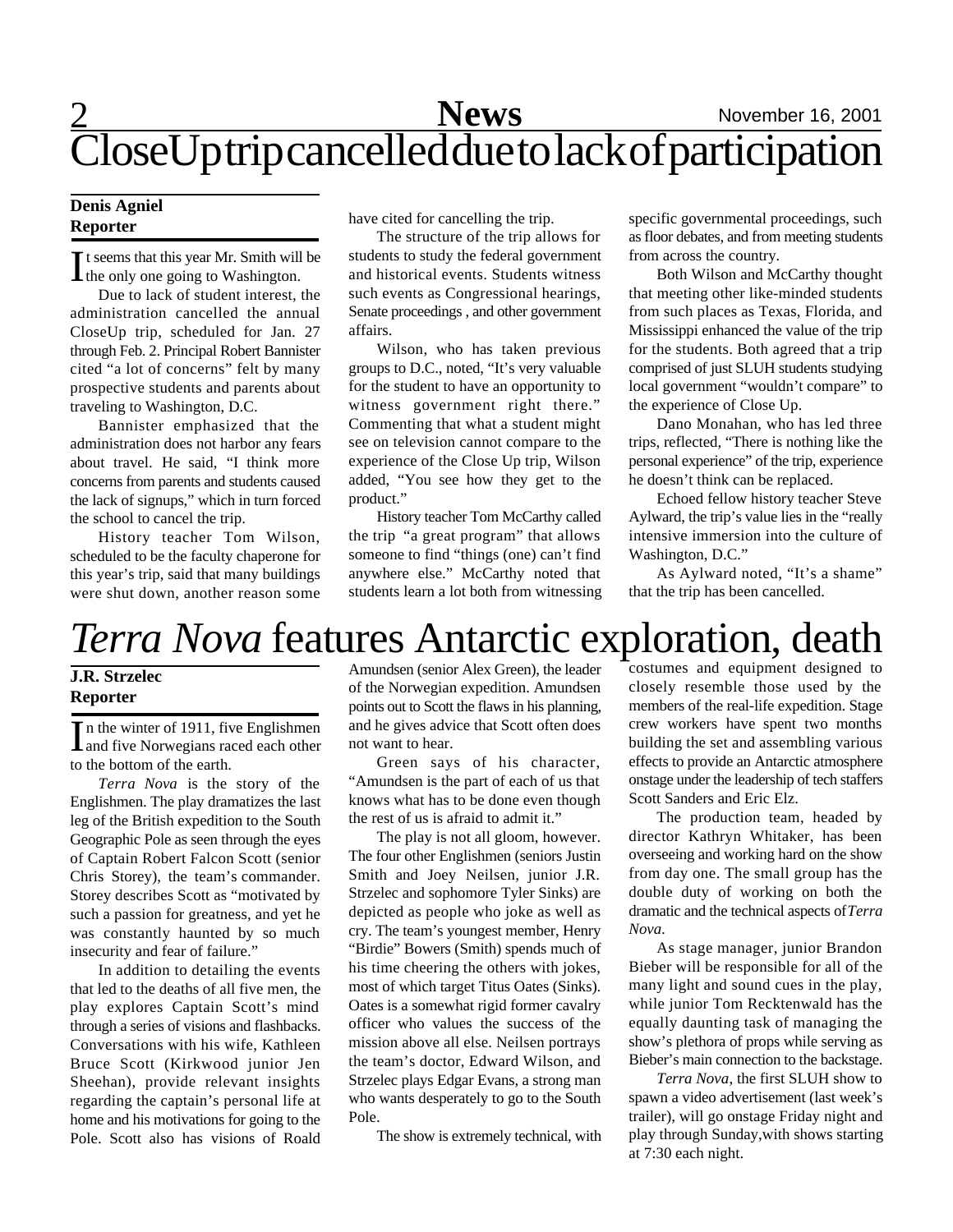# CloseUp trip cancelled due to lack of participation

**Denis Agniel**
**Reporter**

It seems that this year Mr. Smith will be the only one going to Washington.

Due to lack of student interest, the administration cancelled the annual CloseUp trip, scheduled for Jan. 27 through Feb. 2. Principal Robert Bannister cited "a lot of concerns" felt by many prospective students and parents about traveling to Washington, D.C.

Bannister emphasized that the administration does not harbor any fears about travel. He said, "I think more concerns from parents and students caused the lack of signups," which in turn forced the school to cancel the trip.

History teacher Tom Wilson, scheduled to be the faculty chaperone for this year's trip, said that many buildings were shut down, another reason some have cited for cancelling the trip.

The structure of the trip allows for students to study the federal government and historical events. Students witness such events as Congressional hearings, Senate proceedings , and other government affairs.

Wilson, who has taken previous groups to D.C., noted, "It's very valuable for the student to have an opportunity to witness government right there." Commenting that what a student might see on television cannot compare to the experience of the Close Up trip, Wilson added, "You see how they get to the product."

History teacher Tom McCarthy called the trip "a great program" that allows someone to find "things (one) can't find anywhere else." McCarthy noted that students learn a lot both from witnessing specific governmental proceedings, such as floor debates, and from meeting students from across the country.

Both Wilson and McCarthy thought that meeting other like-minded students from such places as Texas, Florida, and Mississippi enhanced the value of the trip for the students. Both agreed that a trip comprised of just SLUH students studying local government "wouldn't compare" to the experience of Close Up.

Dano Monahan, who has led three trips, reflected, "There is nothing like the personal experience" of the trip, experience he doesn't think can be replaced.

Echoed fellow history teacher Steve Aylward, the trip's value lies in the "really intensive immersion into the culture of Washington, D.C."

As Aylward noted, "It's a shame" that the trip has been cancelled.

# *Terra Nova* features Antarctic exploration, death

**J.R. Strzelec**
**Reporter**

In the winter of 1911, five Englishmen and five Norwegians raced each other to the bottom of the earth.

*Terra Nova* is the story of the Englishmen. The play dramatizes the last leg of the British expedition to the South Geographic Pole as seen through the eyes of Captain Robert Falcon Scott (senior Chris Storey), the team's commander. Storey describes Scott as "motivated by such a passion for greatness, and yet he was constantly haunted by so much insecurity and fear of failure."

In addition to detailing the events that led to the deaths of all five men, the play explores Captain Scott's mind through a series of visions and flashbacks. Conversations with his wife, Kathleen Bruce Scott (Kirkwood junior Jen Sheehan), provide relevant insights regarding the captain's personal life at home and his motivations for going to the Pole. Scott also has visions of Roald Amundsen (senior Alex Green), the leader of the Norwegian expedition. Amundsen points out to Scott the flaws in his planning, and he gives advice that Scott often does not want to hear.

Green says of his character, "Amundsen is the part of each of us that knows what has to be done even though the rest of us is afraid to admit it."

The play is not all gloom, however. The four other Englishmen (seniors Justin Smith and Joey Neilsen, junior J.R. Strzelec and sophomore Tyler Sinks) are depicted as people who joke as well as cry. The team's youngest member, Henry "Birdie" Bowers (Smith) spends much of his time cheering the others with jokes, most of which target Titus Oates (Sinks). Oates is a somewhat rigid former cavalry officer who values the success of the mission above all else. Neilsen portrays the team's doctor, Edward Wilson, and Strzelec plays Edgar Evans, a strong man who wants desperately to go to the South Pole.

The show is extremely technical, with costumes and equipment designed to closely resemble those used by the members of the real-life expedition. Stage crew workers have spent two months building the set and assembling various effects to provide an Antarctic atmosphere onstage under the leadership of tech staffers Scott Sanders and Eric Elz.

The production team, headed by director Kathryn Whitaker, has been overseeing and working hard on the show from day one. The small group has the double duty of working on both the dramatic and the technical aspects of *Terra Nova*.

As stage manager, junior Brandon Bieber will be responsible for all of the many light and sound cues in the play, while junior Tom Recktenwald has the equally daunting task of managing the show's plethora of props while serving as Bieber's main connection to the backstage.

*Terra Nova*, the first SLUH show to spawn a video advertisement (last week's trailer), will go onstage Friday night and play through Sunday,with shows starting at 7:30 each night.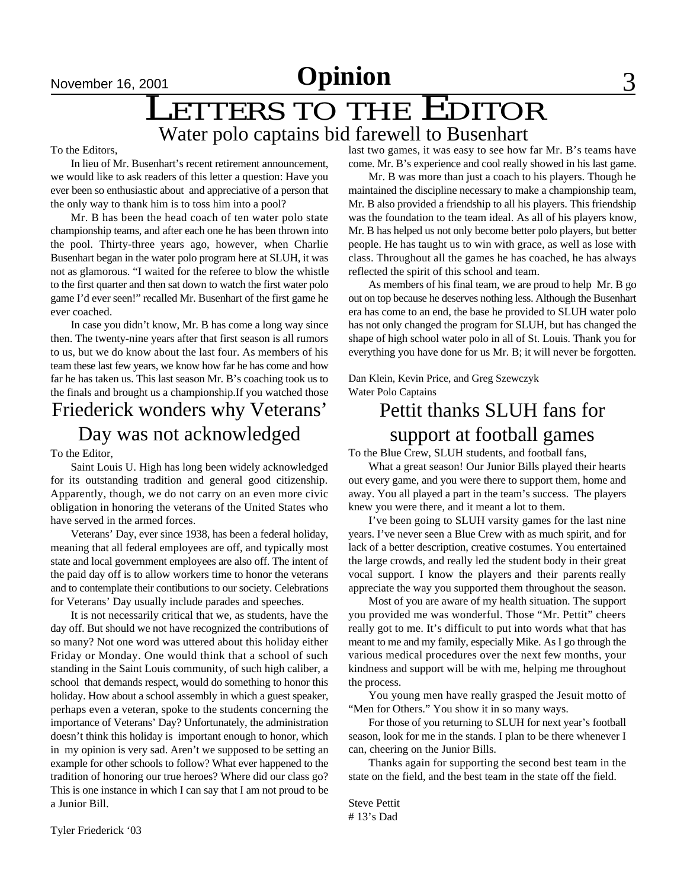# Opinion

# LETTERS TO THE EDITOR

## Water polo captains bid farewell to Busenhart

To the Editors,

In lieu of Mr. Busenhart's recent retirement announcement, we would like to ask readers of this letter a question: Have you ever been so enthusiastic about and appreciative of a person that the only way to thank him is to toss him into a pool?

Mr. B has been the head coach of ten water polo state championship teams, and after each one he has been thrown into the pool. Thirty-three years ago, however, when Charlie Busenhart began in the water polo program here at SLUH, it was not as glamorous. "I waited for the referee to blow the whistle to the first quarter and then sat down to watch the first water polo game I'd ever seen!" recalled Mr. Busenhart of the first game he ever coached.

In case you didn't know, Mr. B has come a long way since then. The twenty-nine years after that first season is all rumors to us, but we do know about the last four. As members of his team these last few years, we know how far he has come and how far he has taken us. This last season Mr. B's coaching took us to the finals and brought us a championship.If you watched those last two games, it was easy to see how far Mr. B's teams have come. Mr. B's experience and cool really showed in his last game.

Mr. B was more than just a coach to his players. Though he maintained the discipline necessary to make a championship team, Mr. B also provided a friendship to all his players. This friendship was the foundation to the team ideal. As all of his players know, Mr. B has helped us not only become better polo players, but better people. He has taught us to win with grace, as well as lose with class. Throughout all the games he has coached, he has always reflected the spirit of this school and team.

As members of his final team, we are proud to help Mr. B go out on top because he deserves nothing less. Although the Busenhart era has come to an end, the base he provided to SLUH water polo has not only changed the program for SLUH, but has changed the shape of high school water polo in all of St. Louis. Thank you for everything you have done for us Mr. B; it will never be forgotten.

Dan Klein, Kevin Price, and Greg Szewczyk
Water Polo Captains

## Friederick wonders why Veterans' Day was not acknowledged

To the Editor,

Saint Louis U. High has long been widely acknowledged for its outstanding tradition and general good citizenship. Apparently, though, we do not carry on an even more civic obligation in honoring the veterans of the United States who have served in the armed forces.

Veterans' Day, ever since 1938, has been a federal holiday, meaning that all federal employees are off, and typically most state and local government employees are also off. The intent of the paid day off is to allow workers time to honor the veterans and to contemplate their contibutions to our society. Celebrations for Veterans' Day usually include parades and speeches.

It is not necessarily critical that we, as students, have the day off. But should we not have recognized the contributions of so many? Not one word was uttered about this holiday either Friday or Monday. One would think that a school of such standing in the Saint Louis community, of such high caliber, a school that demands respect, would do something to honor this holiday. How about a school assembly in which a guest speaker, perhaps even a veteran, spoke to the students concerning the importance of Veterans' Day? Unfortunately, the administration doesn't think this holiday is important enough to honor, which in my opinion is very sad. Aren't we supposed to be setting an example for other schools to follow? What ever happened to the tradition of honoring our true heroes? Where did our class go? This is one instance in which I can say that I am not proud to be a Junior Bill.

Tyler Friederick '03

## Pettit thanks SLUH fans for support at football games

To the Blue Crew, SLUH students, and football fans,

What a great season! Our Junior Bills played their hearts out every game, and you were there to support them, home and away. You all played a part in the team's success. The players knew you were there, and it meant a lot to them.

I've been going to SLUH varsity games for the last nine years. I've never seen a Blue Crew with as much spirit, and for lack of a better description, creative costumes. You entertained the large crowds, and really led the student body in their great vocal support. I know the players and their parents really appreciate the way you supported them throughout the season.

Most of you are aware of my health situation. The support you provided me was wonderful. Those "Mr. Pettit" cheers really got to me. It's difficult to put into words what that has meant to me and my family, especially Mike. As I go through the various medical procedures over the next few months, your kindness and support will be with me, helping me throughout the process.

You young men have really grasped the Jesuit motto of "Men for Others." You show it in so many ways.

For those of you returning to SLUH for next year's football season, look for me in the stands. I plan to be there whenever I can, cheering on the Junior Bills.

Thanks again for supporting the second best team in the state on the field, and the best team in the state off the field.

Steve Pettit
# 13's Dad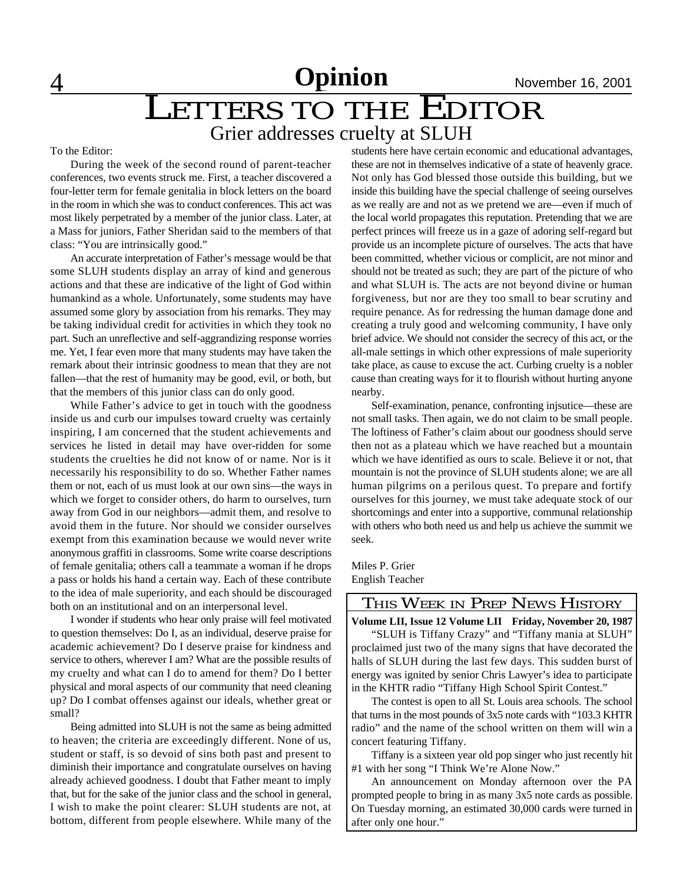# Opinion

# LETTERS TO THE EDITOR

## Grier addresses cruelty at SLUH

To the Editor:

During the week of the second round of parent-teacher conferences, two events struck me. First, a teacher discovered a four-letter term for female genitalia in block letters on the board in the room in which she was to conduct conferences. This act was most likely perpetrated by a member of the junior class. Later, at a Mass for juniors, Father Sheridan said to the members of that class: "You are intrinsically good."

An accurate interpretation of Father's message would be that some SLUH students display an array of kind and generous actions and that these are indicative of the light of God within humankind as a whole. Unfortunately, some students may have assumed some glory by association from his remarks. They may be taking individual credit for activities in which they took no part. Such an unreflective and self-aggrandizing response worries me. Yet, I fear even more that many students may have taken the remark about their intrinsic goodness to mean that they are not fallen—that the rest of humanity may be good, evil, or both, but that the members of this junior class can do only good.

While Father's advice to get in touch with the goodness inside us and curb our impulses toward cruelty was certainly inspiring, I am concerned that the student achievements and services he listed in detail may have over-ridden for some students the cruelties he did not know of or name. Nor is it necessarily his responsibility to do so. Whether Father names them or not, each of us must look at our own sins—the ways in which we forget to consider others, do harm to ourselves, turn away from God in our neighbors—admit them, and resolve to avoid them in the future. Nor should we consider ourselves exempt from this examination because we would never write anonymous graffiti in classrooms. Some write coarse descriptions of female genitalia; others call a teammate a woman if he drops a pass or holds his hand a certain way. Each of these contribute to the idea of male superiority, and each should be discouraged both on an institutional and on an interpersonal level.

I wonder if students who hear only praise will feel motivated to question themselves: Do I, as an individual, deserve praise for academic achievement? Do I deserve praise for kindness and service to others, wherever I am? What are the possible results of my cruelty and what can I do to amend for them? Do I better physical and moral aspects of our community that need cleaning up? Do I combat offenses against our ideals, whether great or small?

Being admitted into SLUH is not the same as being admitted to heaven; the criteria are exceedingly different. None of us, student or staff, is so devoid of sins both past and present to diminish their importance and congratulate ourselves on having already achieved goodness. I doubt that Father meant to imply that, but for the sake of the junior class and the school in general, I wish to make the point clearer: SLUH students are not, at bottom, different from people elsewhere. While many of the students here have certain economic and educational advantages, these are not in themselves indicative of a state of heavenly grace. Not only has God blessed those outside this building, but we inside this building have the special challenge of seeing ourselves as we really are and not as we pretend we are—even if much of the local world propagates this reputation. Pretending that we are perfect princes will freeze us in a gaze of adoring self-regard but provide us an incomplete picture of ourselves. The acts that have been committed, whether vicious or complicit, are not minor and should not be treated as such; they are part of the picture of who and what SLUH is. The acts are not beyond divine or human forgiveness, but nor are they too small to bear scrutiny and require penance. As for redressing the human damage done and creating a truly good and welcoming community, I have only brief advice. We should not consider the secrecy of this act, or the all-male settings in which other expressions of male superiority take place, as cause to excuse the act. Curbing cruelty is a nobler cause than creating ways for it to flourish without hurting anyone nearby.

Self-examination, penance, confronting injsutice—these are not small tasks. Then again, we do not claim to be small people. The loftiness of Father's claim about our goodness should serve then not as a plateau which we have reached but a mountain which we have identified as ours to scale. Believe it or not, that mountain is not the province of SLUH students alone; we are all human pilgrims on a perilous quest. To prepare and fortify ourselves for this journey, we must take adequate stock of our shortcomings and enter into a supportive, communal relationship with others who both need us and help us achieve the summit we seek.

Miles P. Grier
English Teacher

## THIS WEEK IN PREP NEWS HISTORY

**Volume LII, Issue 12 Volume LII Friday, November 20, 1987**

"SLUH is Tiffany Crazy" and "Tiffany mania at SLUH" proclaimed just two of the many signs that have decorated the halls of SLUH during the last few days. This sudden burst of energy was ignited by senior Chris Lawyer's idea to participate in the KHTR radio "Tiffany High School Spirit Contest."

The contest is open to all St. Louis area schools. The school that turns in the most pounds of 3x5 note cards with "103.3 KHTR radio" and the name of the school written on them will win a concert featuring Tiffany.

Tiffany is a sixteen year old pop singer who just recently hit #1 with her song "I Think We're Alone Now."

An announcement on Monday afternoon over the PA prompted people to bring in as many 3x5 note cards as possible. On Tuesday morning, an estimated 30,000 cards were turned in after only one hour."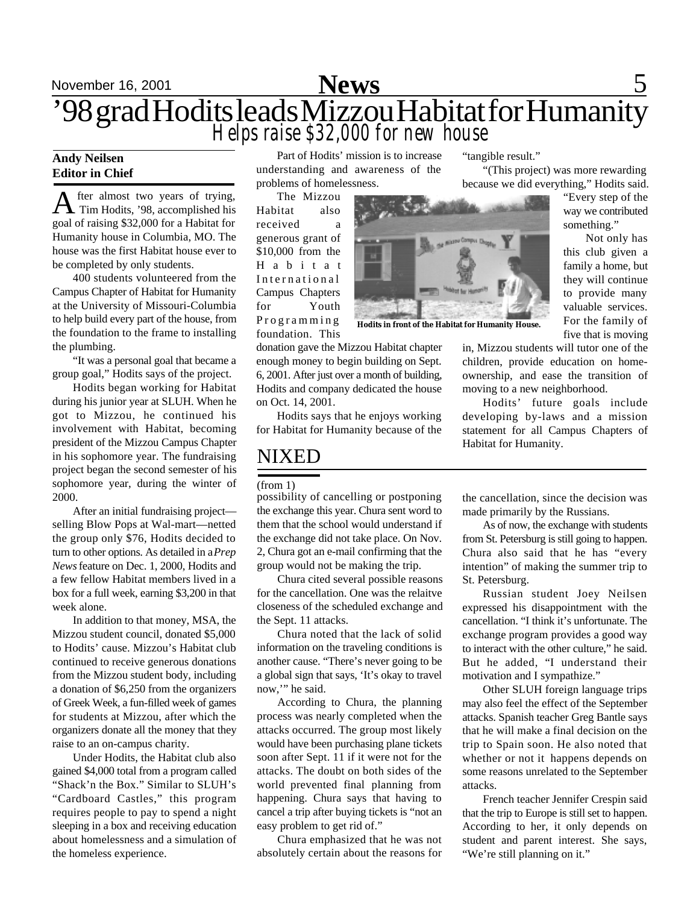# '98 grad Hodits leads Mizzou Habitat for Humanity

## Helps raise $32,000 for new house

**Andy Neilsen**
**Editor in Chief**

After almost two years of trying, Tim Hodits, '98, accomplished his goal of raising $32,000 for a Habitat for Humanity house in Columbia, MO. The house was the first Habitat house ever to be completed by only students.

400 students volunteered from the Campus Chapter of Habitat for Humanity at the University of Missouri-Columbia to help build every part of the house, from the foundation to the frame to installing the plumbing.

"It was a personal goal that became a group goal," Hodits says of the project.

Hodits began working for Habitat during his junior year at SLUH. When he got to Mizzou, he continued his involvement with Habitat, becoming president of the Mizzou Campus Chapter in his sophomore year. The fundraising project began the second semester of his sophomore year, during the winter of 2000.

After an initial fundraising project—selling Blow Pops at Wal-mart—netted the group only $76, Hodits decided to turn to other options. As detailed in a *Prep News* feature on Dec. 1, 2000, Hodits and a few fellow Habitat members lived in a box for a full week, earning $3,200 in that week alone.

In addition to that money, MSA, the Mizzou student council, donated $5,000 to Hodits' cause. Mizzou's Habitat club continued to receive generous donations from the Mizzou student body, including a donation of $6,250 from the organizers of Greek Week, a fun-filled week of games for students at Mizzou, after which the organizers donate all the money that they raise to an on-campus charity.

Under Hodits, the Habitat club also gained $4,000 total from a program called "Shack'n the Box." Similar to SLUH's "Cardboard Castles," this program requires people to pay to spend a night sleeping in a box and receiving education about homelessness and a simulation of the homeless experience.

Part of Hodits' mission is to increase understanding and awareness of the problems of homelessness.

The Mizzou Habitat also received a generous grant of $10,000 from the Habitat International Campus Chapters for Youth Programming foundation. This donation gave the Mizzou Habitat chapter enough money to begin building on Sept. 6, 2001. After just over a month of building, Hodits and company dedicated the house on Oct. 14, 2001.

Hodits in front of the Habitat for Humanity House.

Hodits says that he enjoys working for Habitat for Humanity because of the "tangible result."

"(This project) was more rewarding because we did everything," Hodits said. "Every step of the way we contributed something."

Not only has this club given a family a home, but they will continue to provide many valuable services. For the family of five that is moving in, Mizzou students will tutor one of the children, provide education on home-ownership, and ease the transition of moving to a new neighborhood.

Hodits' future goals include developing by-laws and a mission statement for all Campus Chapters of Habitat for Humanity.

# NIXED

(from 1)

possibility of cancelling or postponing the exchange this year. Chura sent word to them that the school would understand if the exchange did not take place. On Nov. 2, Chura got an e-mail confirming that the group would not be making the trip.

Chura cited several possible reasons for the cancellation. One was the relaitve closeness of the scheduled exchange and the Sept. 11 attacks.

Chura noted that the lack of solid information on the traveling conditions is another cause. "There's never going to be a global sign that says, 'It's okay to travel now,'" he said.

According to Chura, the planning process was nearly completed when the attacks occurred. The group most likely would have been purchasing plane tickets soon after Sept. 11 if it were not for the attacks. The doubt on both sides of the world prevented final planning from happening. Chura says that having to cancel a trip after buying tickets is "not an easy problem to get rid of."

Chura emphasized that he was not absolutely certain about the reasons for the cancellation, since the decision was made primarily by the Russians.

As of now, the exchange with students from St. Petersburg is still going to happen. Chura also said that he has "every intention" of making the summer trip to St. Petersburg.

Russian student Joey Neilsen expressed his disappointment with the cancellation. "I think it's unfortunate. The exchange program provides a good way to interact with the other culture," he said. But he added, "I understand their motivation and I sympathize."

Other SLUH foreign language trips may also feel the effect of the September attacks. Spanish teacher Greg Bantle says that he will make a final decision on the trip to Spain soon. He also noted that whether or not it happens depends on some reasons unrelated to the September attacks.

French teacher Jennifer Crespin said that the trip to Europe is still set to happen. According to her, it only depends on student and parent interest. She says, "We're still planning on it."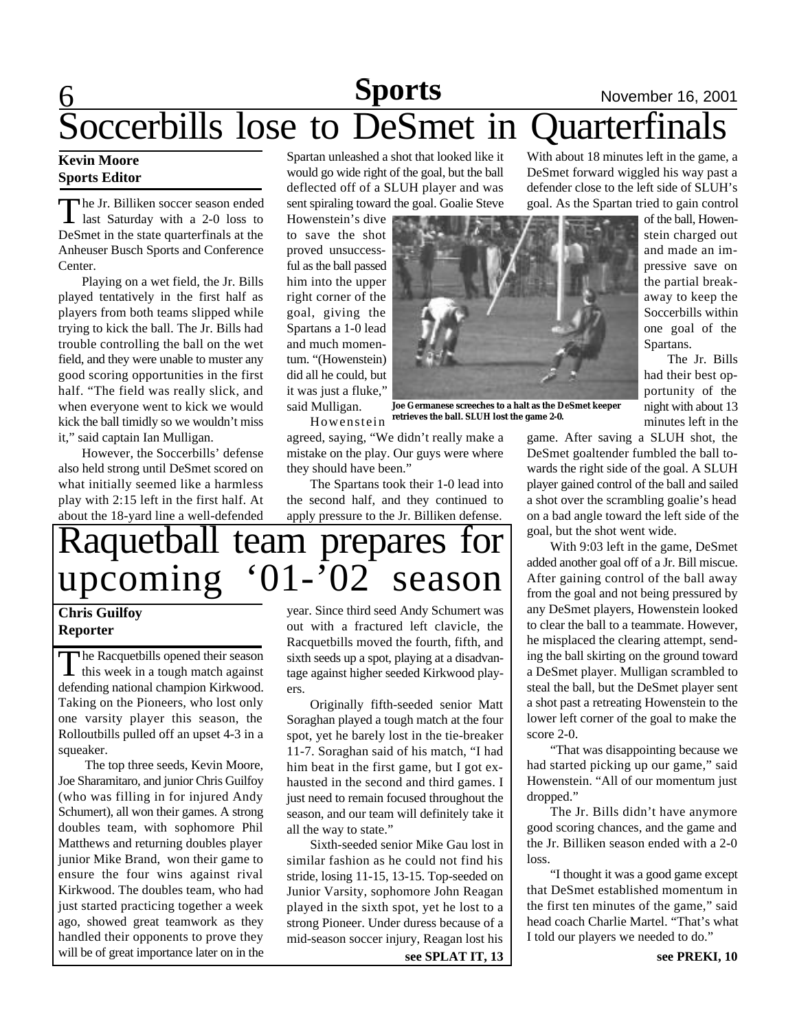# Soccerbills lose to DeSmet in Quarterfinals

**Kevin Moore**
**Sports Editor**

The Jr. Billiken soccer season ended last Saturday with a 2-0 loss to DeSmet in the state quarterfinals at the Anheuser Busch Sports and Conference Center.

Playing on a wet field, the Jr. Bills played tentatively in the first half as players from both teams slipped while trying to kick the ball. The Jr. Bills had trouble controlling the ball on the wet field, and they were unable to muster any good scoring opportunities in the first half. "The field was really slick, and when everyone went to kick we would kick the ball timidly so we wouldn't miss it," said captain Ian Mulligan.

However, the Soccerbills' defense also held strong until DeSmet scored on what initially seemed like a harmless play with 2:15 left in the first half. At about the 18-yard line a well-defended Spartan unleashed a shot that looked like it would go wide right of the goal, but the ball deflected off of a SLUH player and was sent spiraling toward the goal. Goalie Steve Howenstein's dive to save the shot proved unsuccessful as the ball passed him into the upper right corner of the goal, giving the Spartans a 1-0 lead and much momentum. "(Howenstein) did all he could, but it was just a fluke," said Mulligan.

Howenstein agreed, saying, "We didn't really make a mistake on the play. Our guys were where they should have been."

The Spartans took their 1-0 lead into the second half, and they continued to apply pressure to the Jr. Billiken defense. With about 18 minutes left in the game, a DeSmet forward wiggled his way past a defender close to the left side of SLUH's goal. As the Spartan tried to gain control of the ball, Howenstein charged out and made an impressive save on the partial breakaway to keep the Soccerbills within one goal of the Spartans.

Joe Germanese screeches to a halt as the DeSmet keeper retrieves the ball. SLUH lost the game 2-0.

The Jr. Bills had their best opportunity of the night with about 13 minutes left in the game. After saving a SLUH shot, the DeSmet goaltender fumbled the ball towards the right side of the goal. A SLUH player gained control of the ball and sailed a shot over the scrambling goalie's head on a bad angle toward the left side of the goal, but the shot went wide.

With 9:03 left in the game, DeSmet added another goal off of a Jr. Bill miscue. After gaining control of the ball away from the goal and not being pressured by any DeSmet players, Howenstein looked to clear the ball to a teammate. However, he misplaced the clearing attempt, sending the ball skirting on the ground toward a DeSmet player. Mulligan scrambled to steal the ball, but the DeSmet player sent a shot past a retreating Howenstein to the lower left corner of the goal to make the score 2-0.

"That was disappointing because we had started picking up our game," said Howenstein. "All of our momentum just dropped."

The Jr. Bills didn't have anymore good scoring chances, and the game and the Jr. Billiken season ended with a 2-0 loss.

"I thought it was a good game except that DeSmet established momentum in the first ten minutes of the game," said head coach Charlie Martel. "That's what I told our players we needed to do."

**see PREKI, 10**

# Raquetball team prepares for upcoming '01-'02 season

**Chris Guilfoy**
**Reporter**

The Racquetbills opened their season this week in a tough match against defending national champion Kirkwood. Taking on the Pioneers, who lost only one varsity player this season, the Rolloutbills pulled off an upset 4-3 in a squeaker.

The top three seeds, Kevin Moore, Joe Sharamitaro, and junior Chris Guilfoy (who was filling in for injured Andy Schumert), all won their games. A strong doubles team, with sophomore Phil Matthews and returning doubles player junior Mike Brand, won their game to ensure the four wins against rival Kirkwood. The doubles team, who had just started practicing together a week ago, showed great teamwork as they handled their opponents to prove they will be of great importance later on in the year. Since third seed Andy Schumert was out with a fractured left clavicle, the Racquetbills moved the fourth, fifth, and sixth seeds up a spot, playing at a disadvantage against higher seeded Kirkwood players.

Originally fifth-seeded senior Matt Soraghan played a tough match at the four spot, yet he barely lost in the tie-breaker 11-7. Soraghan said of his match, "I had him beat in the first game, but I got exhausted in the second and third games. I just need to remain focused throughout the season, and our team will definitely take it all the way to state."

Sixth-seeded senior Mike Gau lost in similar fashion as he could not find his stride, losing 11-15, 13-15. Top-seeded on Junior Varsity, sophomore John Reagan played in the sixth spot, yet he lost to a strong Pioneer. Under duress because of a mid-season soccer injury, Reagan lost his

**see SPLAT IT, 13**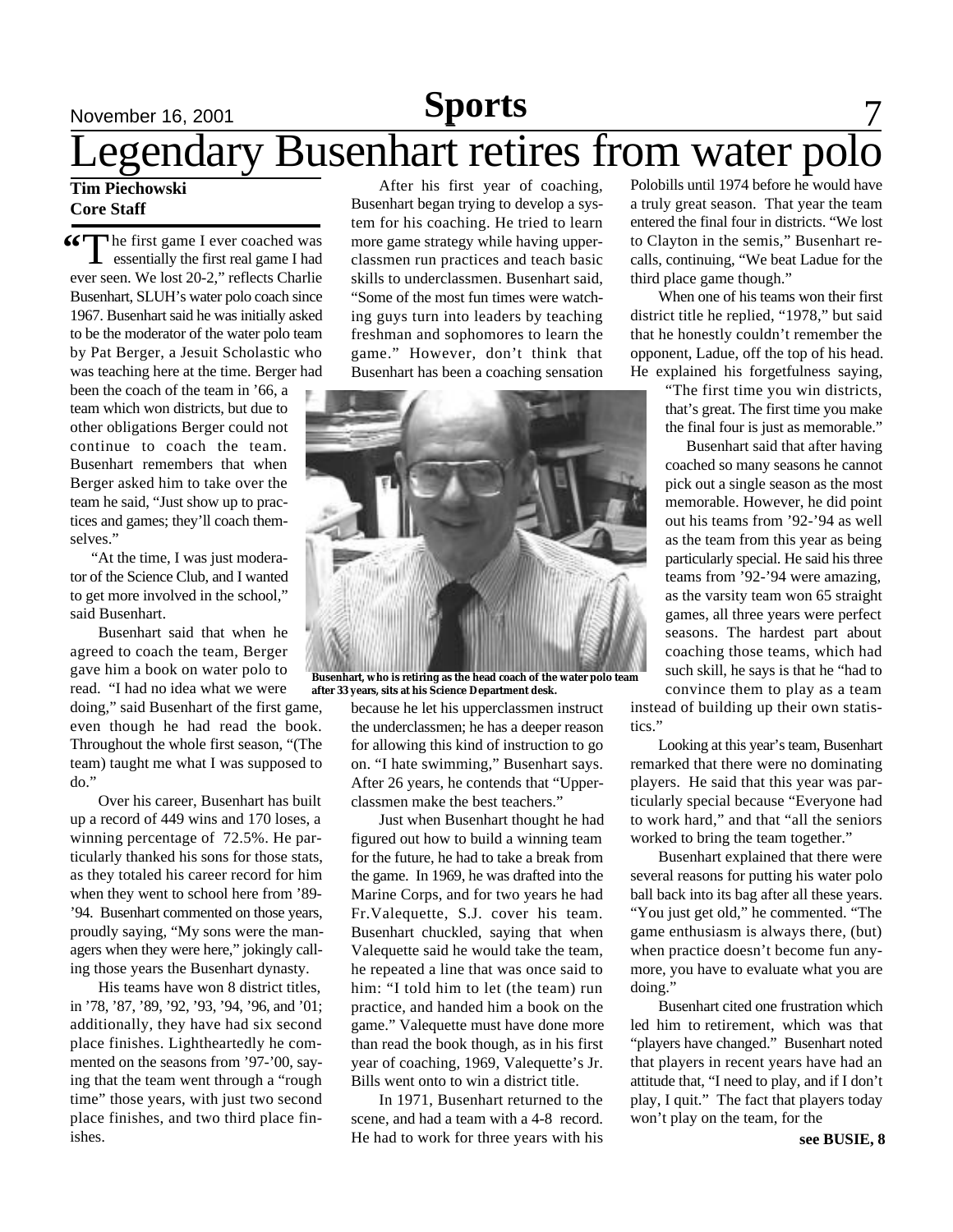# Legendary Busenhart retires from water polo

**Tim Piechowski**
**Core Staff**

"The first game I ever coached was essentially the first real game I had ever seen. We lost 20-2," reflects Charlie Busenhart, SLUH's water polo coach since 1967. Busenhart said he was initially asked to be the moderator of the water polo team by Pat Berger, a Jesuit Scholastic who was teaching here at the time. Berger had been the coach of the team in '66, a team which won districts, but due to other obligations Berger could not continue to coach the team. Busenhart remembers that when Berger asked him to take over the team he said, "Just show up to practices and games; they'll coach themselves."

"At the time, I was just moderator of the Science Club, and I wanted to get more involved in the school," said Busenhart.

Busenhart said that when he agreed to coach the team, Berger gave him a book on water polo to read. "I had no idea what we were doing," said Busenhart of the first game, even though he had read the book. Throughout the whole first season, "(The team) taught me what I was supposed to do."

Over his career, Busenhart has built up a record of 449 wins and 170 loses, a winning percentage of 72.5%. He particularly thanked his sons for those stats, as they totaled his career record for him when they went to school here from '89-'94. Busenhart commented on those years, proudly saying, "My sons were the managers when they were here," jokingly calling those years the Busenhart dynasty.

His teams have won 8 district titles, in '78, '87, '89, '92, '93, '94, '96, and '01; additionally, they have had six second place finishes. Lightheartedly he commented on the seasons from '97-'00, saying that the team went through a "rough time" those years, with just two second place finishes, and two third place finishes.

After his first year of coaching, Busenhart began trying to develop a system for his coaching. He tried to learn more game strategy while having upperclassmen run practices and teach basic skills to underclassmen. Busenhart said, "Some of the most fun times were watching guys turn into leaders by teaching freshman and sophomores to learn the game." However, don't think that Busenhart has been a coaching sensation because he let his upperclassmen instruct the underclassmen; he has a deeper reason for allowing this kind of instruction to go on. "I hate swimming," Busenhart says. After 26 years, he contends that "Upperclassmen make the best teachers."

Busenhart, who is retiring as the head coach of the water polo team after 33 years, sits at his Science Department desk.

Just when Busenhart thought he had figured out how to build a winning team for the future, he had to take a break from the game. In 1969, he was drafted into the Marine Corps, and for two years he had Fr.Valequette, S.J. cover his team. Busenhart chuckled, saying that when Valequette said he would take the team, he repeated a line that was once said to him: "I told him to let (the team) run practice, and handed him a book on the game." Valequette must have done more than read the book though, as in his first year of coaching, 1969, Valequette's Jr. Bills went onto to win a district title.

In 1971, Busenhart returned to the scene, and had a team with a 4-8 record. He had to work for three years with his Polobills until 1974 before he would have a truly great season. That year the team entered the final four in districts. "We lost to Clayton in the semis," Busenhart recalls, continuing, "We beat Ladue for the third place game though."

When one of his teams won their first district title he replied, "1978," but said that he honestly couldn't remember the opponent, Ladue, off the top of his head. He explained his forgetfulness saying, "The first time you win districts, that's great. The first time you make the final four is just as memorable."

Busenhart said that after having coached so many seasons he cannot pick out a single season as the most memorable. However, he did point out his teams from '92-'94 as well as the team from this year as being particularly special. He said his three teams from '92-'94 were amazing, as the varsity team won 65 straight games, all three years were perfect seasons. The hardest part about coaching those teams, which had such skill, he says is that he "had to convince them to play as a team instead of building up their own statistics."

Looking at this year's team, Busenhart remarked that there were no dominating players. He said that this year was particularly special because "Everyone had to work hard," and that "all the seniors worked to bring the team together."

Busenhart explained that there were several reasons for putting his water polo ball back into its bag after all these years. "You just get old," he commented. "The game enthusiasm is always there, (but) when practice doesn't become fun anymore, you have to evaluate what you are doing."

Busenhart cited one frustration which led him to retirement, which was that "players have changed." Busenhart noted that players in recent years have had an attitude that, "I need to play, and if I don't play, I quit." The fact that players today won't play on the team, for the

**see BUSIE, 8**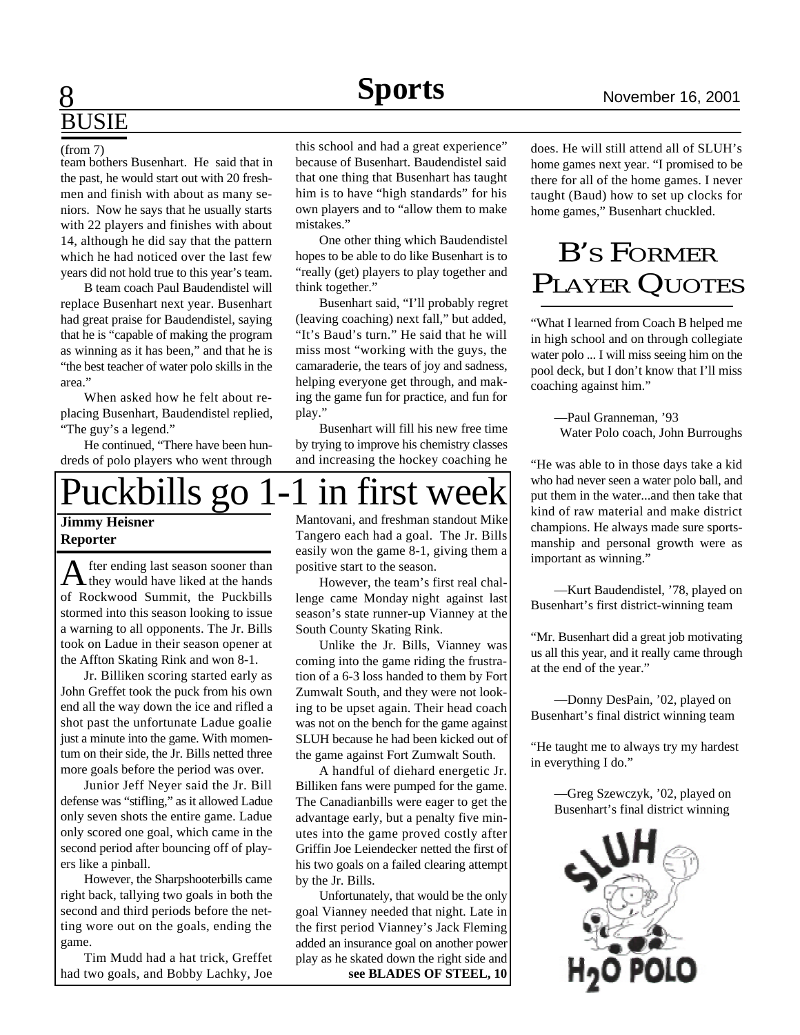## BUSIE

(from 7)

team bothers Busenhart. He said that in the past, he would start out with 20 freshmen and finish with about as many seniors. Now he says that he usually starts with 22 players and finishes with about 14, although he did say that the pattern which he had noticed over the last few years did not hold true to this year's team.

B team coach Paul Baudendistel will replace Busenhart next year. Busenhart had great praise for Baudendistel, saying that he is "capable of making the program as winning as it has been," and that he is "the best teacher of water polo skills in the area."

When asked how he felt about replacing Busenhart, Baudendistel replied, "The guy's a legend."

He continued, "There have been hundreds of polo players who went through this school and had a great experience" because of Busenhart. Baudendistel said that one thing that Busenhart has taught him is to have "high standards" for his own players and to "allow them to make mistakes."

One other thing which Baudendistel hopes to be able to do like Busenhart is to "really (get) players to play together and think together."

Busenhart said, "I'll probably regret (leaving coaching) next fall," but added, "It's Baud's turn." He said that he will miss most "working with the guys, the camaraderie, the tears of joy and sadness, helping everyone get through, and making the game fun for practice, and fun for play."

Busenhart will fill his new free time by trying to improve his chemistry classes and increasing the hockey coaching he does. He will still attend all of SLUH's home games next year. "I promised to be there for all of the home games. I never taught (Baud) how to set up clocks for home games," Busenhart chuckled.

## B's Former Player Quotes

"What I learned from Coach B helped me in high school and on through collegiate water polo ... I will miss seeing him on the pool deck, but I don't know that I'll miss coaching against him."

—Paul Granneman, '93
Water Polo coach, John Burroughs

"He was able to in those days take a kid who had never seen a water polo ball, and put them in the water...and then take that kind of raw material and make district champions. He always made sure sportsmanship and personal growth were as important as winning."

—Kurt Baudendistel, '78, played on Busenhart's first district-winning team

"Mr. Busenhart did a great job motivating us all this year, and it really came through at the end of the year."

—Donny DesPain, '02, played on Busenhart's final district winning team

"He taught me to always try my hardest in everything I do."

—Greg Szewczyk, '02, played on Busenhart's final district winning

# Puckbills go 1-1 in first week

**Jimmy Heisner**
**Reporter**

After ending last season sooner than they would have liked at the hands of Rockwood Summit, the Puckbills stormed into this season looking to issue a warning to all opponents. The Jr. Bills took on Ladue in their season opener at the Affton Skating Rink and won 8-1.

Jr. Billiken scoring started early as John Greffet took the puck from his own end all the way down the ice and rifled a shot past the unfortunate Ladue goalie just a minute into the game. With momentum on their side, the Jr. Bills netted three more goals before the period was over.

Junior Jeff Neyer said the Jr. Bill defense was "stifling," as it allowed Ladue only seven shots the entire game. Ladue only scored one goal, which came in the second period after bouncing off of players like a pinball.

However, the Sharpshooterbills came right back, tallying two goals in both the second and third periods before the netting wore out on the goals, ending the game.

Tim Mudd had a hat trick, Greffet had two goals, and Bobby Lachky, Joe Mantovani, and freshman standout Mike Tangero each had a goal. The Jr. Bills easily won the game 8-1, giving them a positive start to the season.

However, the team's first real challenge came Monday night against last season's state runner-up Vianney at the South County Skating Rink.

Unlike the Jr. Bills, Vianney was coming into the game riding the frustration of a 6-3 loss handed to them by Fort Zumwalt South, and they were not looking to be upset again. Their head coach was not on the bench for the game against SLUH because he had been kicked out of the game against Fort Zumwalt South.

A handful of diehard energetic Jr. Billiken fans were pumped for the game. The Canadianbills were eager to get the advantage early, but a penalty five minutes into the game proved costly after Griffin Joe Leiendecker netted the first of his two goals on a failed clearing attempt by the Jr. Bills.

Unfortunately, that would be the only goal Vianney needed that night. Late in the first period Vianney's Jack Fleming added an insurance goal on another power play as he skated down the right side and

**see BLADES OF STEEL, 10**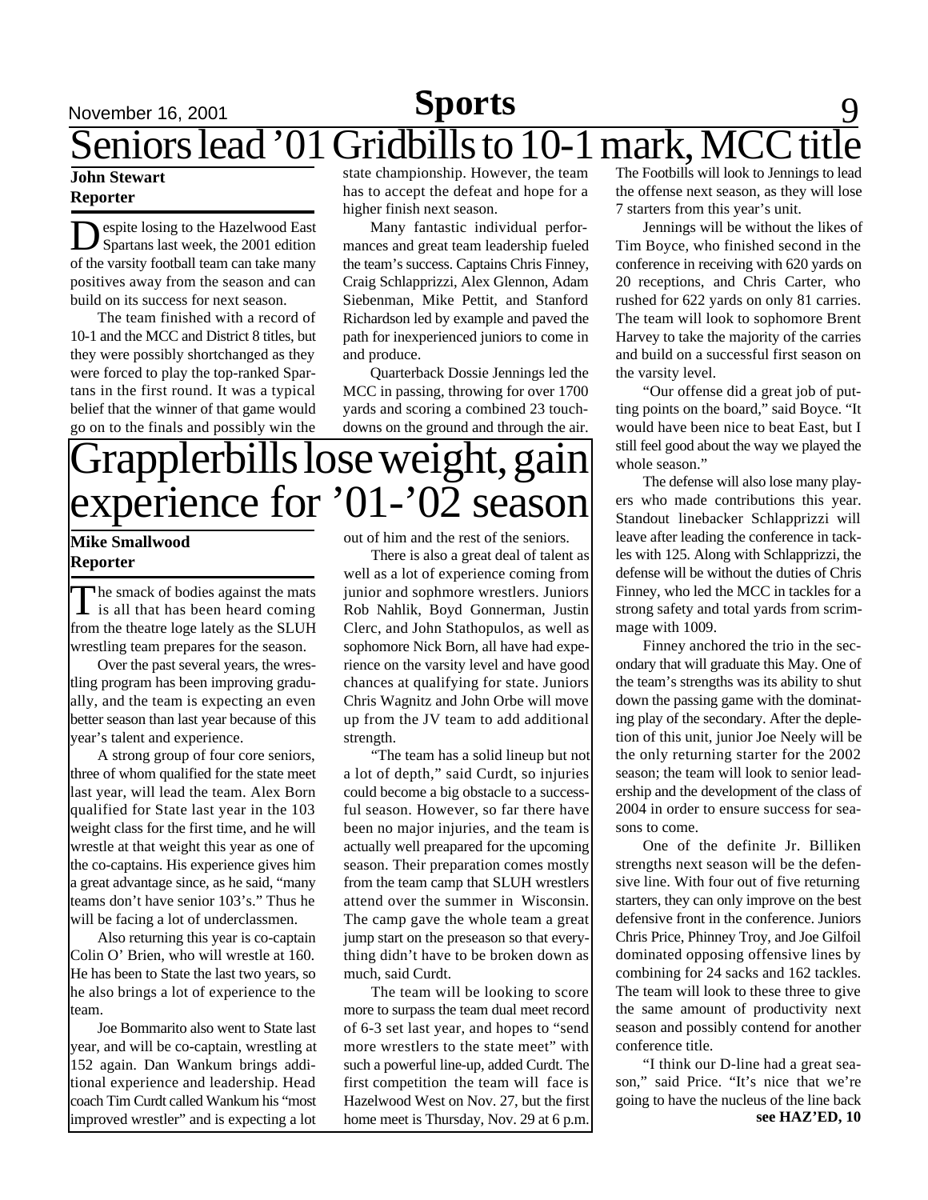# Seniors lead '01 Gridbills to 10-1 mark, MCC title

**John Stewart**
**Reporter**

Despite losing to the Hazelwood East Spartans last week, the 2001 edition of the varsity football team can take many positives away from the season and can build on its success for next season.

The team finished with a record of 10-1 and the MCC and District 8 titles, but they were possibly shortchanged as they were forced to play the top-ranked Spartans in the first round. It was a typical belief that the winner of that game would go on to the finals and possibly win the state championship. However, the team has to accept the defeat and hope for a higher finish next season.

Many fantastic individual performances and great team leadership fueled the team's success. Captains Chris Finney, Craig Schlapprizzi, Alex Glennon, Adam Siebenman, Mike Pettit, and Stanford Richardson led by example and paved the path for inexperienced juniors to come in and produce.

Quarterback Dossie Jennings led the MCC in passing, throwing for over 1700 yards and scoring a combined 23 touchdowns on the ground and through the air. The Footbills will look to Jennings to lead the offense next season, as they will lose 7 starters from this year's unit.

Jennings will be without the likes of Tim Boyce, who finished second in the conference in receiving with 620 yards on 20 receptions, and Chris Carter, who rushed for 622 yards on only 81 carries. The team will look to sophomore Brent Harvey to take the majority of the carries and build on a successful first season on the varsity level.

"Our offense did a great job of putting points on the board," said Boyce. "It would have been nice to beat East, but I still feel good about the way we played the whole season."

The defense will also lose many players who made contributions this year. Standout linebacker Schlapprizzi will leave after leading the conference in tackles with 125. Along with Schlapprizzi, the defense will be without the duties of Chris Finney, who led the MCC in tackles for a strong safety and total yards from scrimmage with 1009.

Finney anchored the trio in the secondary that will graduate this May. One of the team's strengths was its ability to shut down the passing game with the dominating play of the secondary. After the depletion of this unit, junior Joe Neely will be the only returning starter for the 2002 season; the team will look to senior leadership and the development of the class of 2004 in order to ensure success for seasons to come.

One of the definite Jr. Billiken strengths next season will be the defensive line. With four out of five returning starters, they can only improve on the best defensive front in the conference. Juniors Chris Price, Phinney Troy, and Joe Gilfoil dominated opposing offensive lines by combining for 24 sacks and 162 tackles. The team will look to these three to give the same amount of productivity next season and possibly contend for another conference title.

"I think our D-line had a great season," said Price. "It's nice that we're going to have the nucleus of the line back

**see HAZ'ED, 10**

# Grapplerbills lose weight, gain experience for '01-'02 season

**Mike Smallwood**
**Reporter**

The smack of bodies against the mats is all that has been heard coming from the theatre loge lately as the SLUH wrestling team prepares for the season.

Over the past several years, the wrestling program has been improving gradually, and the team is expecting an even better season than last year because of this year's talent and experience.

A strong group of four core seniors, three of whom qualified for the state meet last year, will lead the team. Alex Born qualified for State last year in the 103 weight class for the first time, and he will wrestle at that weight this year as one of the co-captains. His experience gives him a great advantage since, as he said, "many teams don't have senior 103's." Thus he will be facing a lot of underclassmen.

Also returning this year is co-captain Colin O' Brien, who will wrestle at 160. He has been to State the last two years, so he also brings a lot of experience to the team.

Joe Bommarito also went to State last year, and will be co-captain, wrestling at 152 again. Dan Wankum brings additional experience and leadership. Head coach Tim Curdt called Wankum his "most improved wrestler" and is expecting a lot out of him and the rest of the seniors.

There is also a great deal of talent as well as a lot of experience coming from junior and sophomore wrestlers. Juniors Rob Nahlik, Boyd Gonnerman, Justin Clerc, and John Stathopulos, as well as sophomore Nick Born, all have had experience on the varsity level and have good chances at qualifying for state. Juniors Chris Wagnitz and John Orbe will move up from the JV team to add additional strength.

"The team has a solid lineup but not a lot of depth," said Curdt, so injuries could become a big obstacle to a successful season. However, so far there have been no major injuries, and the team is actually well preapared for the upcoming season. Their preparation comes mostly from the team camp that SLUH wrestlers attend over the summer in Wisconsin. The camp gave the whole team a great jump start on the preseason so that everything didn't have to be broken down as much, said Curdt.

The team will be looking to score more to surpass the team dual meet record of 6-3 set last year, and hopes to "send more wrestlers to the state meet" with such a powerful line-up, added Curdt. The first competition the team will face is Hazelwood West on Nov. 27, but the first home meet is Thursday, Nov. 29 at 6 p.m.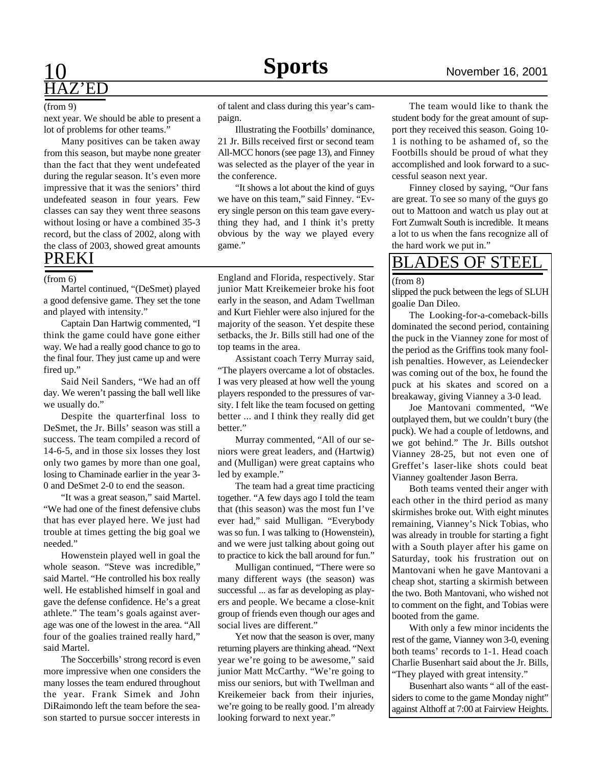## HAZ'ED

(from 9)

next year. We should be able to present a lot of problems for other teams."

Many positives can be taken away from this season, but maybe none greater than the fact that they went undefeated during the regular season. It's even more impressive that it was the seniors' third undefeated season in four years. Few classes can say they went three seasons without losing or have a combined 35-3 record, but the class of 2002, along with the class of 2003, showed great amounts of talent and class during this year's campaign.

Illustrating the Footbills' dominance, 21 Jr. Bills received first or second team All-MCC honors (see page 13), and Finney was selected as the player of the year in the conference.

"It shows a lot about the kind of guys we have on this team," said Finney. "Every single person on this team gave everything they had, and I think it's pretty obvious by the way we played every game."

The team would like to thank the student body for the great amount of support they received this season. Going 10-1 is nothing to be ashamed of, so the Footbills should be proud of what they accomplished and look forward to a successful season next year.

Finney closed by saying, "Our fans are great. To see so many of the guys go out to Mattoon and watch us play out at Fort Zumwalt South is incredible. It means a lot to us when the fans recognize all of the hard work we put in."

## PREKI

(from 6)

Martel continued, "(DeSmet) played a good defensive game. They set the tone and played with intensity."

Captain Dan Hartwig commented, "I think the game could have gone either way. We had a really good chance to go to the final four. They just came up and were fired up."

Said Neil Sanders, "We had an off day. We weren't passing the ball well like we usually do."

Despite the quarterfinal loss to DeSmet, the Jr. Bills' season was still a success. The team compiled a record of 14-6-5, and in those six losses they lost only two games by more than one goal, losing to Chaminade earlier in the year 3-0 and DeSmet 2-0 to end the season.

"It was a great season," said Martel. "We had one of the finest defensive clubs that has ever played here. We just had trouble at times getting the big goal we needed."

Howenstein played well in goal the whole season. "Steve was incredible," said Martel. "He controlled his box really well. He established himself in goal and gave the defense confidence. He's a great athlete." The team's goals against average was one of the lowest in the area. "All four of the goalies trained really hard," said Martel.

The Soccerbills' strong record is even more impressive when one considers the many losses the team endured throughout the year. Frank Simek and John DiRaimondo left the team before the season started to pursue soccer interests in England and Florida, respectively. Star junior Matt Kreikemeier broke his foot early in the season, and Adam Twellman and Kurt Fiehler were also injured for the majority of the season. Yet despite these setbacks, the Jr. Bills still had one of the top teams in the area.

Assistant coach Terry Murray said, "The players overcame a lot of obstacles. I was very pleased at how well the young players responded to the pressures of varsity. I felt like the team focused on getting better ... and I think they really did get better."

Murray commented, "All of our seniors were great leaders, and (Hartwig) and (Mulligan) were great captains who led by example."

The team had a great time practicing together. "A few days ago I told the team that (this season) was the most fun I've ever had," said Mulligan. "Everybody was so fun. I was talking to (Howenstein), and we were just talking about going out to practice to kick the ball around for fun."

Mulligan continued, "There were so many different ways (the season) was successful ... as far as developing as players and people. We became a close-knit group of friends even though our ages and social lives are different."

Yet now that the season is over, many returning players are thinking ahead. "Next year we're going to be awesome," said junior Matt McCarthy. "We're going to miss our seniors, but with Twellman and Kreikemeier back from their injuries, we're going to be really good. I'm already looking forward to next year."

## BLADES OF STEEL

(from 8)

slipped the puck between the legs of SLUH goalie Dan Dileo.

The Looking-for-a-comeback-bills dominated the second period, containing the puck in the Vianney zone for most of the period as the Griffins took many foolish penalties. However, as Leiendecker was coming out of the box, he found the puck at his skates and scored on a breakaway, giving Vianney a 3-0 lead.

Joe Mantovani commented, "We outplayed them, but we couldn't bury (the puck). We had a couple of letdowns, and we got behind." The Jr. Bills outshot Vianney 28-25, but not even one of Greffet's laser-like shots could beat Vianney goaltender Jason Berra.

Both teams vented their anger with each other in the third period as many skirmishes broke out. With eight minutes remaining, Vianney's Nick Tobias, who was already in trouble for starting a fight with a South player after his game on Saturday, took his frustration out on Mantovani when he gave Mantovani a cheap shot, starting a skirmish between the two. Both Mantovani, who wished not to comment on the fight, and Tobias were booted from the game.

With only a few minor incidents the rest of the game, Vianney won 3-0, evening both teams' records to 1-1. Head coach Charlie Busenhart said about the Jr. Bills, "They played with great intensity."

Busenhart also wants " all of the east-siders to come to the game Monday night" against Althoff at 7:00 at Fairview Heights.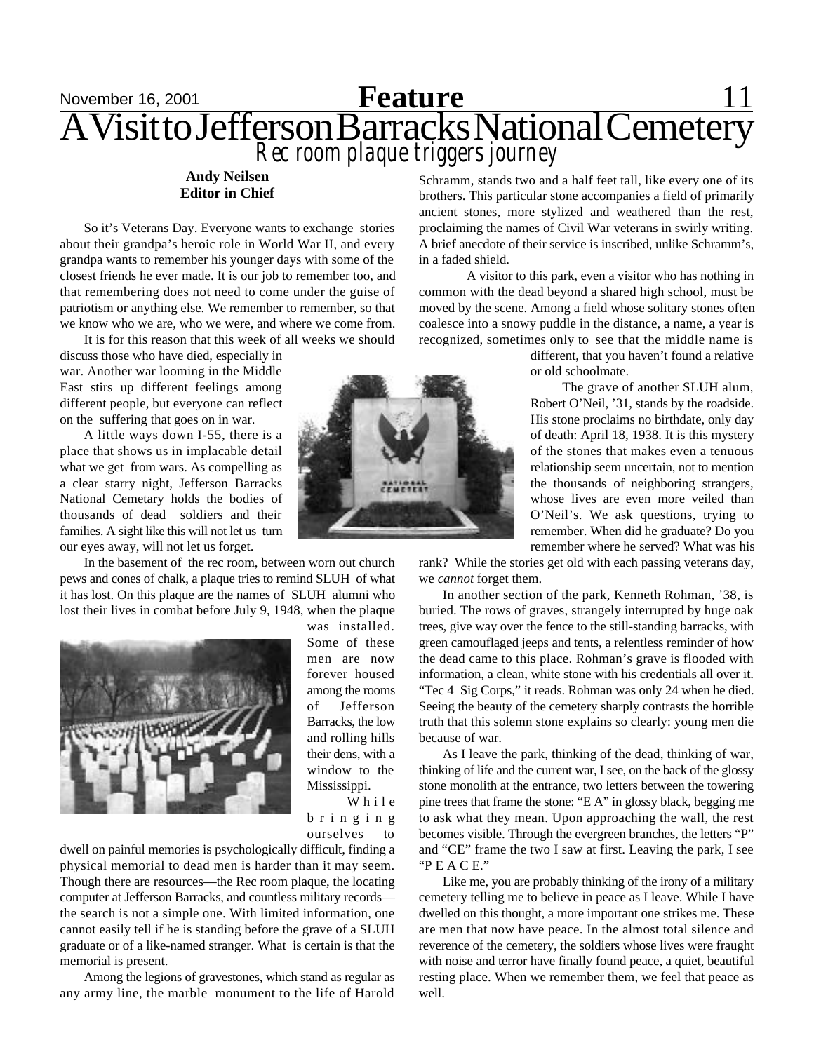# A Visit to Jefferson Barracks National Cemetery

## Rec room plaque triggers journey

**Andy Neilsen**
**Editor in Chief**

So it's Veterans Day. Everyone wants to exchange stories about their grandpa's heroic role in World War II, and every grandpa wants to remember his younger days with some of the closest friends he ever made. It is our job to remember too, and that remembering does not need to come under the guise of patriotism or anything else. We remember to remember, so that we know who we are, who we were, and where we come from.

It is for this reason that this week of all weeks we should discuss those who have died, especially in war. Another war looming in the Middle East stirs up different feelings among different people, but everyone can reflect on the suffering that goes on in war.

A little ways down I-55, there is a place that shows us in implacable detail what we get from wars. As compelling as a clear starry night, Jefferson Barracks National Cemetary holds the bodies of thousands of dead soldiers and their families. A sight like this will not let us turn our eyes away, will not let us forget.

In the basement of the rec room, between worn out church pews and cones of chalk, a plaque tries to remind SLUH of what it has lost. On this plaque are the names of SLUH alumni who lost their lives in combat before July 9, 1948, when the plaque was installed. Some of these men are now forever housed among the rooms of Jefferson Barracks, the low and rolling hills their dens, with a window to the Mississippi.

While bringing ourselves to dwell on painful memories is psychologically difficult, finding a physical memorial to dead men is harder than it may seem. Though there are resources—the Rec room plaque, the locating computer at Jefferson Barracks, and countless military records—the search is not a simple one. With limited information, one cannot easily tell if he is standing before the grave of a SLUH graduate or of a like-named stranger. What is certain is that the memorial is present.

Among the legions of gravestones, which stand as regular as any army line, the marble monument to the life of Harold Schramm, stands two and a half feet tall, like every one of its brothers. This particular stone accompanies a field of primarily ancient stones, more stylized and weathered than the rest, proclaiming the names of Civil War veterans in swirly writing. A brief anecdote of their service is inscribed, unlike Schramm's, in a faded shield.

A visitor to this park, even a visitor who has nothing in common with the dead beyond a shared high school, must be moved by the scene. Among a field whose solitary stones often coalesce into a snowy puddle in the distance, a name, a year is recognized, sometimes only to see that the middle name is different, that you haven't found a relative or old schoolmate.

The grave of another SLUH alum, Robert O'Neil, '31, stands by the roadside. His stone proclaims no birthdate, only day of death: April 18, 1938. It is this mystery of the stones that makes even a tenuous relationship seem uncertain, not to mention the thousands of neighboring strangers, whose lives are even more veiled than O'Neil's. We ask questions, trying to remember. When did he graduate? Do you remember where he served? What was his rank? While the stories get old with each passing veterans day, we *cannot* forget them.

In another section of the park, Kenneth Rohman, '38, is buried. The rows of graves, strangely interrupted by huge oak trees, give way over the fence to the still-standing barracks, with green camouflaged jeeps and tents, a relentless reminder of how the dead came to this place. Rohman's grave is flooded with information, a clean, white stone with his credentials all over it. "Tec 4 Sig Corps," it reads. Rohman was only 24 when he died. Seeing the beauty of the cemetery sharply contrasts the horrible truth that this solemn stone explains so clearly: young men die because of war.

As I leave the park, thinking of the dead, thinking of war, thinking of life and the current war, I see, on the back of the glossy stone monolith at the entrance, two letters between the towering pine trees that frame the stone: "E A" in glossy black, begging me to ask what they mean. Upon approaching the wall, the rest becomes visible. Through the evergreen branches, the letters "P" and "CE" frame the two I saw at first. Leaving the park, I see "P E A C E."

Like me, you are probably thinking of the irony of a military cemetery telling me to believe in peace as I leave. While I have dwelled on this thought, a more important one strikes me. These are men that now have peace. In the almost total silence and reverence of the cemetery, the soldiers whose lives were fraught with noise and terror have finally found peace, a quiet, beautiful resting place. When we remember them, we feel that peace as well.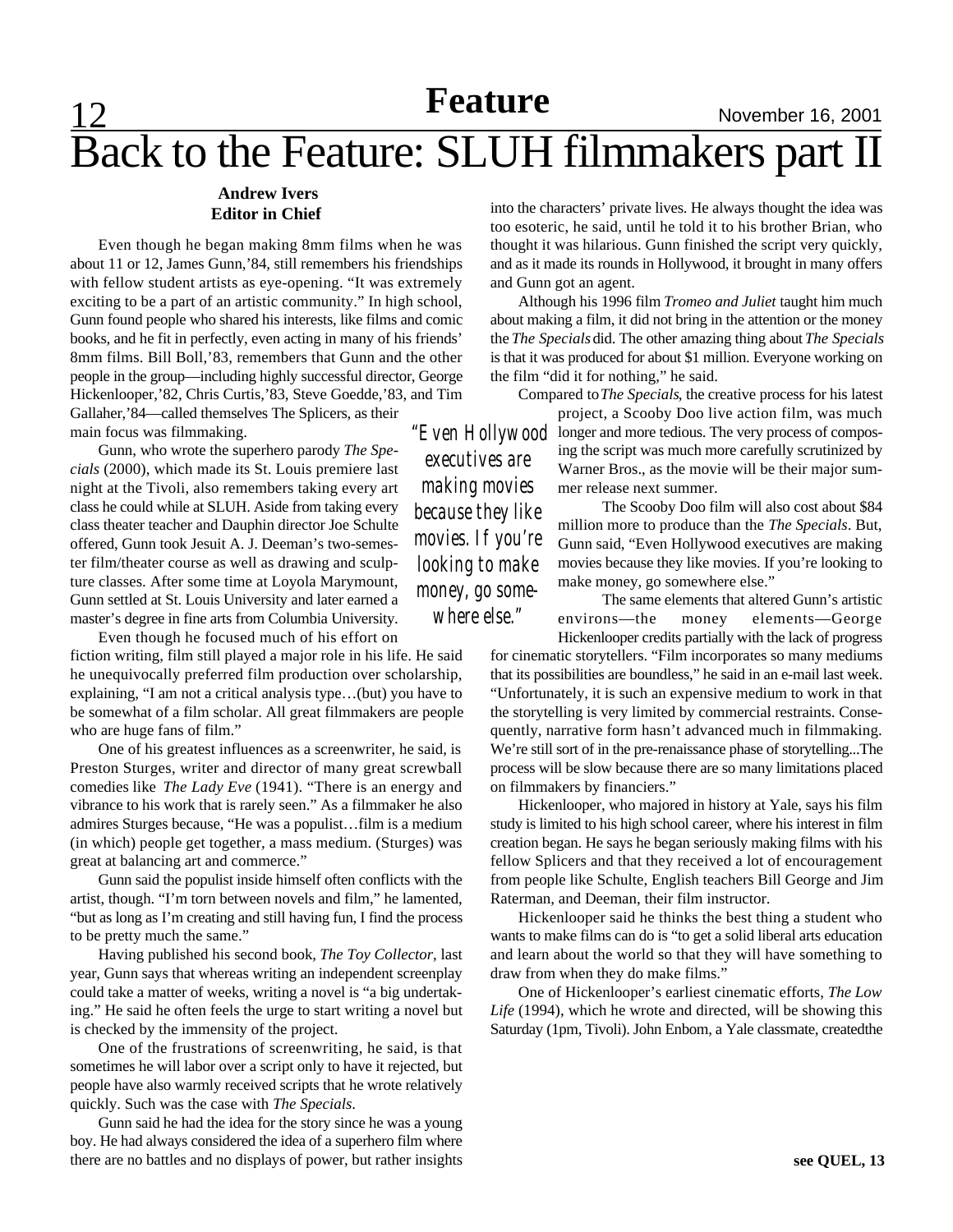# Back to the Feature: SLUH filmmakers part II

**Andrew Ivers**
**Editor in Chief**

Even though he began making 8mm films when he was about 11 or 12, James Gunn,'84, still remembers his friendships with fellow student artists as eye-opening. "It was extremely exciting to be a part of an artistic community." In high school, Gunn found people who shared his interests, like films and comic books, and he fit in perfectly, even acting in many of his friends' 8mm films. Bill Boll,'83, remembers that Gunn and the other people in the group—including highly successful director, George Hickenlooper,'82, Chris Curtis,'83, Steve Goedde,'83, and Tim Gallaher,'84—called themselves The Splicers, as their main focus was filmmaking.

Gunn, who wrote the superhero parody *The Specials* (2000), which made its St. Louis premiere last night at the Tivoli, also remembers taking every art class he could while at SLUH. Aside from taking every class theater teacher and Dauphin director Joe Schulte offered, Gunn took Jesuit A. J. Deeman's two-semester film/theater course as well as drawing and sculpture classes. After some time at Loyola Marymount, Gunn settled at St. Louis University and later earned a master's degree in fine arts from Columbia University.

Even though he focused much of his effort on fiction writing, film still played a major role in his life. He said he unequivocally preferred film production over scholarship, explaining, "I am not a critical analysis type…(but) you have to be somewhat of a film scholar. All great filmmakers are people who are huge fans of film."

One of his greatest influences as a screenwriter, he said, is Preston Sturges, writer and director of many great screwball comedies like *The Lady Eve* (1941). "There is an energy and vibrance to his work that is rarely seen." As a filmmaker he also admires Sturges because, "He was a populist…film is a medium (in which) people get together, a mass medium. (Sturges) was great at balancing art and commerce."

Gunn said the populist inside himself often conflicts with the artist, though. "I'm torn between novels and film," he lamented, "but as long as I'm creating and still having fun, I find the process to be pretty much the same."

Having published his second book, *The Toy Collector*, last year, Gunn says that whereas writing an independent screenplay could take a matter of weeks, writing a novel is "a big undertaking." He said he often feels the urge to start writing a novel but is checked by the immensity of the project.

One of the frustrations of screenwriting, he said, is that sometimes he will labor over a script only to have it rejected, but people have also warmly received scripts that he wrote relatively quickly. Such was the case with *The Specials*.

Gunn said he had the idea for the story since he was a young boy. He had always considered the idea of a superhero film where there are no battles and no displays of power, but rather insights into the characters' private lives. He always thought the idea was too esoteric, he said, until he told it to his brother Brian, who thought it was hilarious. Gunn finished the script very quickly, and as it made its rounds in Hollywood, it brought in many offers and Gunn got an agent.

Although his 1996 film *Tromeo and Juliet* taught him much about making a film, it did not bring in the attention or the money the *The Specials* did. The other amazing thing about *The Specials* is that it was produced for about $1 million. Everyone working on the film "did it for nothing," he said.

*"Even Hollywood executives are making movies because they like movies. If you're looking to make money, go somewhere else."*

Compared to *The Specials*, the creative process for his latest project, a Scooby Doo live action film, was much longer and more tedious. The very process of composing the script was much more carefully scrutinized by Warner Bros., as the movie will be their major summer release next summer.

The Scooby Doo film will also cost about $84 million more to produce than the *The Specials*. But, Gunn said, "Even Hollywood executives are making movies because they like movies. If you're looking to make money, go somewhere else."

The same elements that altered Gunn's artistic environs—the money elements—George Hickenlooper credits partially with the lack of progress for cinematic storytellers. "Film incorporates so many mediums that its possibilities are boundless," he said in an e-mail last week. "Unfortunately, it is such an expensive medium to work in that the storytelling is very limited by commercial restraints. Consequently, narrative form hasn't advanced much in filmmaking. We're still sort of in the pre-renaissance phase of storytelling...The process will be slow because there are so many limitations placed on filmmakers by financiers."

Hickenlooper, who majored in history at Yale, says his film study is limited to his high school career, where his interest in film creation began. He says he began seriously making films with his fellow Splicers and that they received a lot of encouragement from people like Schulte, English teachers Bill George and Jim Raterman, and Deeman, their film instructor.

Hickenlooper said he thinks the best thing a student who wants to make films can do is "to get a solid liberal arts education and learn about the world so that they will have something to draw from when they do make films."

One of Hickenlooper's earliest cinematic efforts, *The Low Life* (1994), which he wrote and directed, will be showing this Saturday (1pm, Tivoli). John Enbom, a Yale classmate, createdthe

**see QUEL, 13**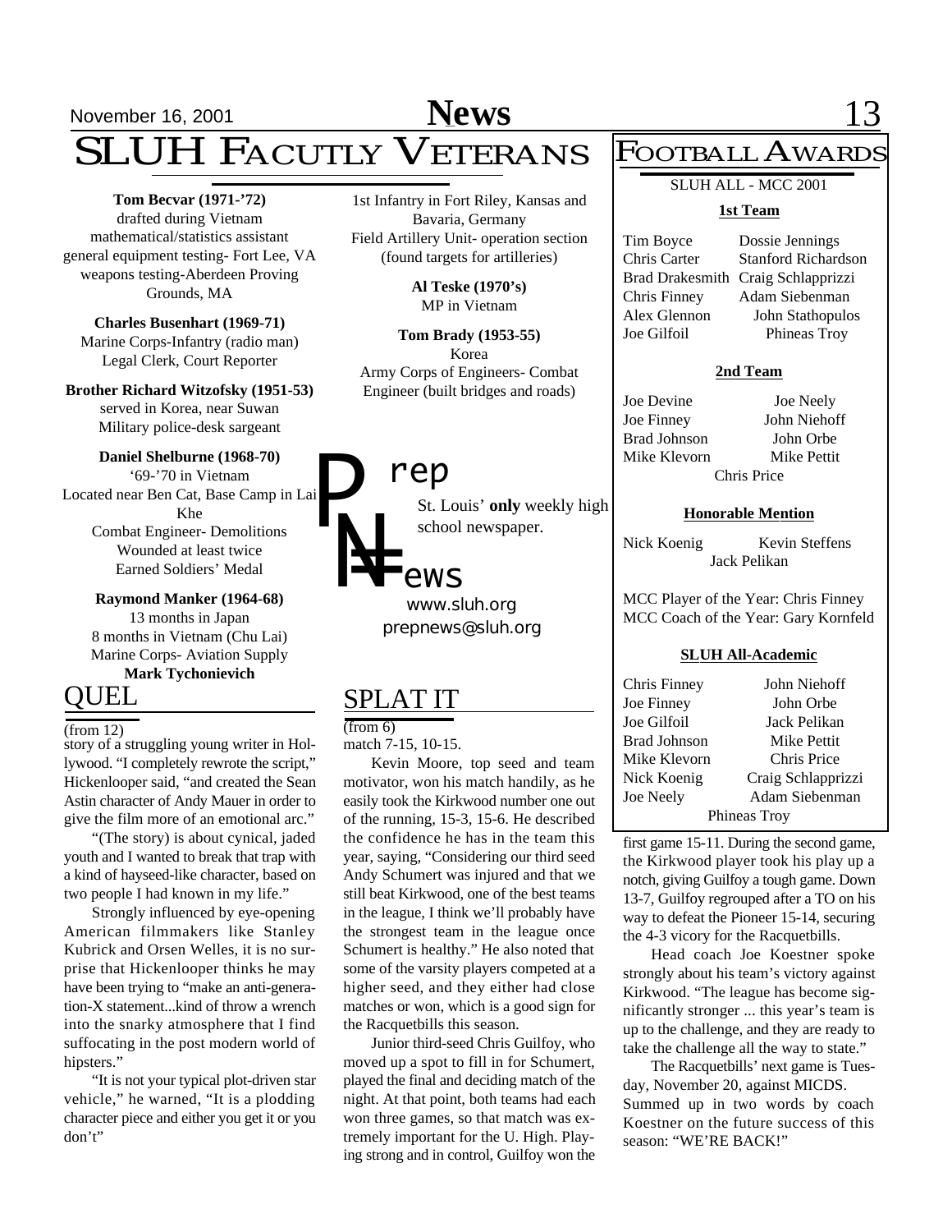# SLUH Facutly Veterans

**Tom Becvar (1971-'72)**
drafted during Vietnam
mathematical/statistics assistant
general equipment testing- Fort Lee, VA
weapons testing-Aberdeen Proving Grounds, MA

**Charles Busenhart (1969-71)**
Marine Corps-Infantry (radio man)
Legal Clerk, Court Reporter

**Brother Richard Witzofsky (1951-53)**
served in Korea, near Suwan
Military police-desk sargeant

**Daniel Shelburne (1968-70)**
'69-'70 in Vietnam
Located near Ben Cat, Base Camp in Lai Khe
Combat Engineer- Demolitions
Wounded at least twice
Earned Soldiers' Medal

**Raymond Manker (1964-68)**
13 months in Japan
8 months in Vietnam (Chu Lai)
Marine Corps- Aviation Supply

**Mark Tychonievich**
1st Infantry in Fort Riley, Kansas and Bavaria, Germany
Field Artillery Unit- operation section (found targets for artilleries)

**Al Teske (1970's)**
MP in Vietnam

**Tom Brady (1953-55)**
Korea
Army Corps of Engineers- Combat Engineer (built bridges and roads)

Prep News
St. Louis' **only** weekly high school newspaper.
www.sluh.org
prepnews@sluh.org

## QUEL

(from 12)

story of a struggling young writer in Hollywood. "I completely rewrote the script," Hickenlooper said, "and created the Sean Astin character of Andy Mauer in order to give the film more of an emotional arc."

"(The story) is about cynical, jaded youth and I wanted to break that trap with a kind of hayseed-like character, based on two people I had known in my life."

Strongly influenced by eye-opening American filmmakers like Stanley Kubrick and Orsen Welles, it is no surprise that Hickenlooper thinks he may have been trying to "make an anti-generation-X statement...kind of throw a wrench into the snarky atmosphere that I find suffocating in the post modern world of hipsters."

"It is not your typical plot-driven star vehicle," he warned, "It is a plodding character piece and either you get it or you don't"

## SPLAT IT

(from 6)

match 7-15, 10-15.

Kevin Moore, top seed and team motivator, won his match handily, as he easily took the Kirkwood number one out of the running, 15-3, 15-6. He described the confidence he has in the team this year, saying, "Considering our third seed Andy Schumert was injured and that we still beat Kirkwood, one of the best teams in the league, I think we'll probably have the strongest team in the league once Schumert is healthy." He also noted that some of the varsity players competed at a higher seed, and they either had close matches or won, which is a good sign for the Racquetbills this season.

Junior third-seed Chris Guilfoy, who moved up a spot to fill in for Schumert, played the final and deciding match of the night. At that point, both teams had each won three games, so that match was extremely important for the U. High. Playing strong and in control, Guilfoy won the first game 15-11. During the second game, the Kirkwood player took his play up a notch, giving Guilfoy a tough game. Down 13-7, Guilfoy regrouped after a TO on his way to defeat the Pioneer 15-14, securing the 4-3 vicory for the Racquetbills.

Head coach Joe Koestner spoke strongly about his team's victory against Kirkwood. "The league has become significantly stronger ... this year's team is up to the challenge, and they are ready to take the challenge all the way to state."

The Racquetbills' next game is Tuesday, November 20, against MICDS.

Summed up in two words by coach Koestner on the future success of this season: "WE'RE BACK!"

# Football Awards

SLUH ALL - MCC 2001

### 1st Team

| | |
|---|---|
| Tim Boyce | Dossie Jennings |
| Chris Carter | Stanford Richardson |
| Brad Drakesmith | Craig Schlapprizzi |
| Chris Finney | Adam Siebenman |
| Alex Glennon | John Stathopulos |
| Joe Gilfoil | Phineas Troy |

### 2nd Team

| | |
|---|---|
| Joe Devine | Joe Neely |
| Joe Finney | John Niehoff |
| Brad Johnson | John Orbe |
| Mike Klevorn | Mike Pettit |
| Chris Price | |

### Honorable Mention

Nick Koenig, Kevin Steffens, Jack Pelikan

MCC Player of the Year: Chris Finney
MCC Coach of the Year: Gary Kornfeld

### SLUH All-Academic

| | |
|---|---|
| Chris Finney | John Niehoff |
| Joe Finney | John Orbe |
| Joe Gilfoil | Jack Pelikan |
| Brad Johnson | Mike Pettit |
| Mike Klevorn | Chris Price |
| Nick Koenig | Craig Schlapprizzi |
| Joe Neely | Adam Siebenman |
| Phineas Troy | |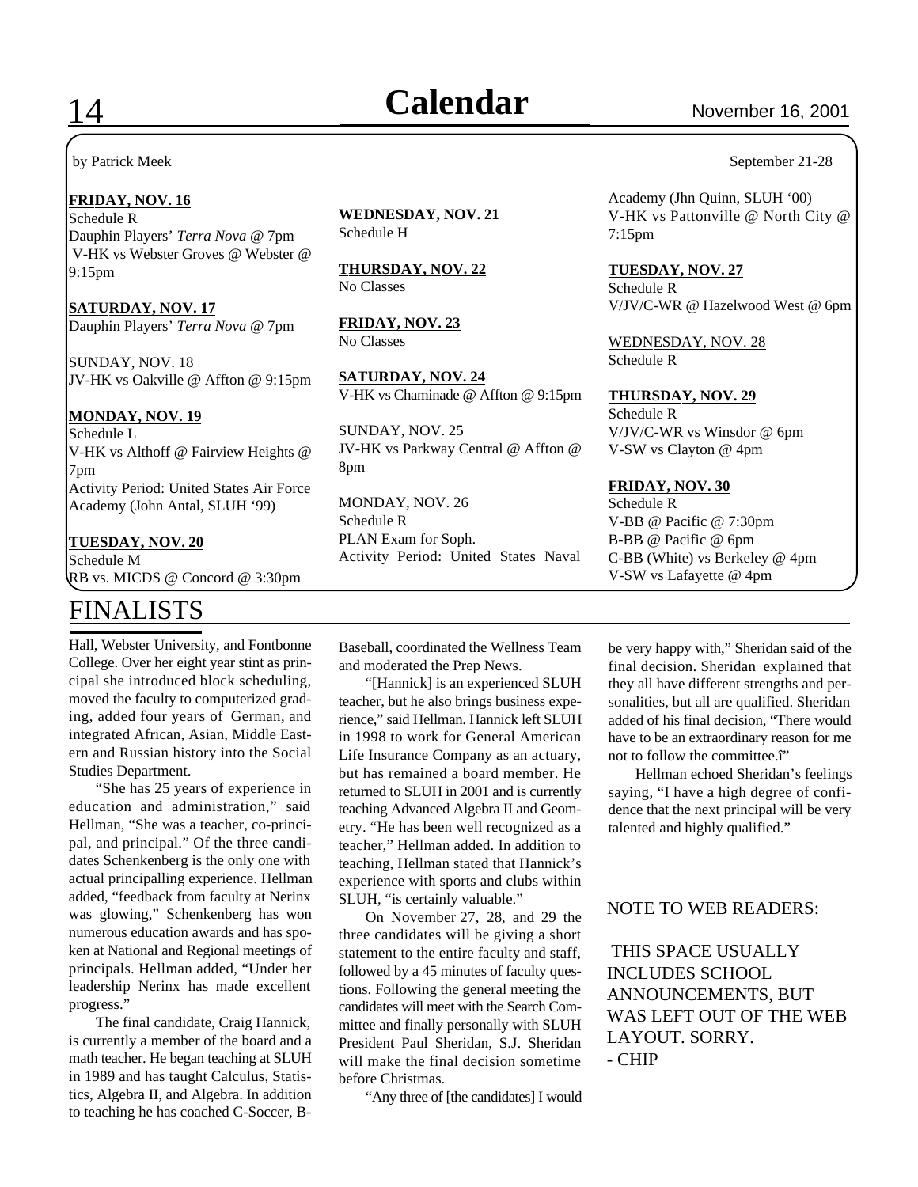# Calendar

by Patrick Meek

September 21-28

**FRIDAY, NOV. 16**
Schedule R
Dauphin Players' *Terra Nova* @ 7pm
V-HK vs Webster Groves @ Webster @ 9:15pm

**SATURDAY, NOV. 17**
Dauphin Players' *Terra Nova* @ 7pm

SUNDAY, NOV. 18
JV-HK vs Oakville @ Affton @ 9:15pm

**MONDAY, NOV. 19**
Schedule L
V-HK vs Althoff @ Fairview Heights @ 7pm
Activity Period: United States Air Force Academy (John Antal, SLUH '99)

**TUESDAY, NOV. 20**
Schedule M
RB vs. MICDS @ Concord @ 3:30pm

**WEDNESDAY, NOV. 21**
Schedule H

**THURSDAY, NOV. 22**
No Classes

**FRIDAY, NOV. 23**
No Classes

**SATURDAY, NOV. 24**
V-HK vs Chaminade @ Affton @ 9:15pm

SUNDAY, NOV. 25
JV-HK vs Parkway Central @ Affton @ 8pm

MONDAY, NOV. 26
Schedule R
PLAN Exam for Soph.
Activity Period: United States Naval Academy (Jhn Quinn, SLUH '00)
V-HK vs Pattonville @ North City @ 7:15pm

**TUESDAY, NOV. 27**
Schedule R
V/JV/C-WR @ Hazelwood West @ 6pm

WEDNESDAY, NOV. 28
Schedule R

**THURSDAY, NOV. 29**
Schedule R
V/JV/C-WR vs Winsdor @ 6pm
V-SW vs Clayton @ 4pm

**FRIDAY, NOV. 30**
Schedule R
V-BB @ Pacific @ 7:30pm
B-BB @ Pacific @ 6pm
C-BB (White) vs Berkeley @ 4pm
V-SW vs Lafayette @ 4pm

## FINALISTS

Hall, Webster University, and Fontbonne College. Over her eight year stint as principal she introduced block scheduling, moved the faculty to computerized grading, added four years of German, and integrated African, Asian, Middle Eastern and Russian history into the Social Studies Department.

"She has 25 years of experience in education and administration," said Hellman, "She was a teacher, co-principal, and principal." Of the three candidates Schenkenberg is the only one with actual principalling experience. Hellman added, "feedback from faculty at Nerinx was glowing," Schenkenberg has won numerous education awards and has spoken at National and Regional meetings of principals. Hellman added, "Under her leadership Nerinx has made excellent progress."

The final candidate, Craig Hannick, is currently a member of the board and a math teacher. He began teaching at SLUH in 1989 and has taught Calculus, Statistics, Algebra II, and Algebra. In addition to teaching he has coached C-Soccer, B-Baseball, coordinated the Wellness Team and moderated the Prep News.

"[Hannick] is an experienced SLUH teacher, but he also brings business experience," said Hellman. Hannick left SLUH in 1998 to work for General American Life Insurance Company as an actuary, but has remained a board member. He returned to SLUH in 2001 and is currently teaching Advanced Algebra II and Geometry. "He has been well recognized as a teacher," Hellman added. In addition to teaching, Hellman stated that Hannick's experience with sports and clubs within SLUH, "is certainly valuable."

On November 27, 28, and 29 the three candidates will be giving a short statement to the entire faculty and staff, followed by a 45 minutes of faculty questions. Following the general meeting the candidates will meet with the Search Committee and finally personally with SLUH President Paul Sheridan, S.J. Sheridan will make the final decision sometime before Christmas.

"Any three of [the candidates] I would be very happy with," Sheridan said of the final decision. Sheridan explained that they all have different strengths and personalities, but all are qualified. Sheridan added of his final decision, "There would have to be an extraordinary reason for me not to follow the committee.î"

Hellman echoed Sheridan's feelings saying, "I have a high degree of confidence that the next principal will be very talented and highly qualified."

NOTE TO WEB READERS:

THIS SPACE USUALLY INCLUDES SCHOOL ANNOUNCEMENTS, BUT WAS LEFT OUT OF THE WEB LAYOUT. SORRY.
- CHIP